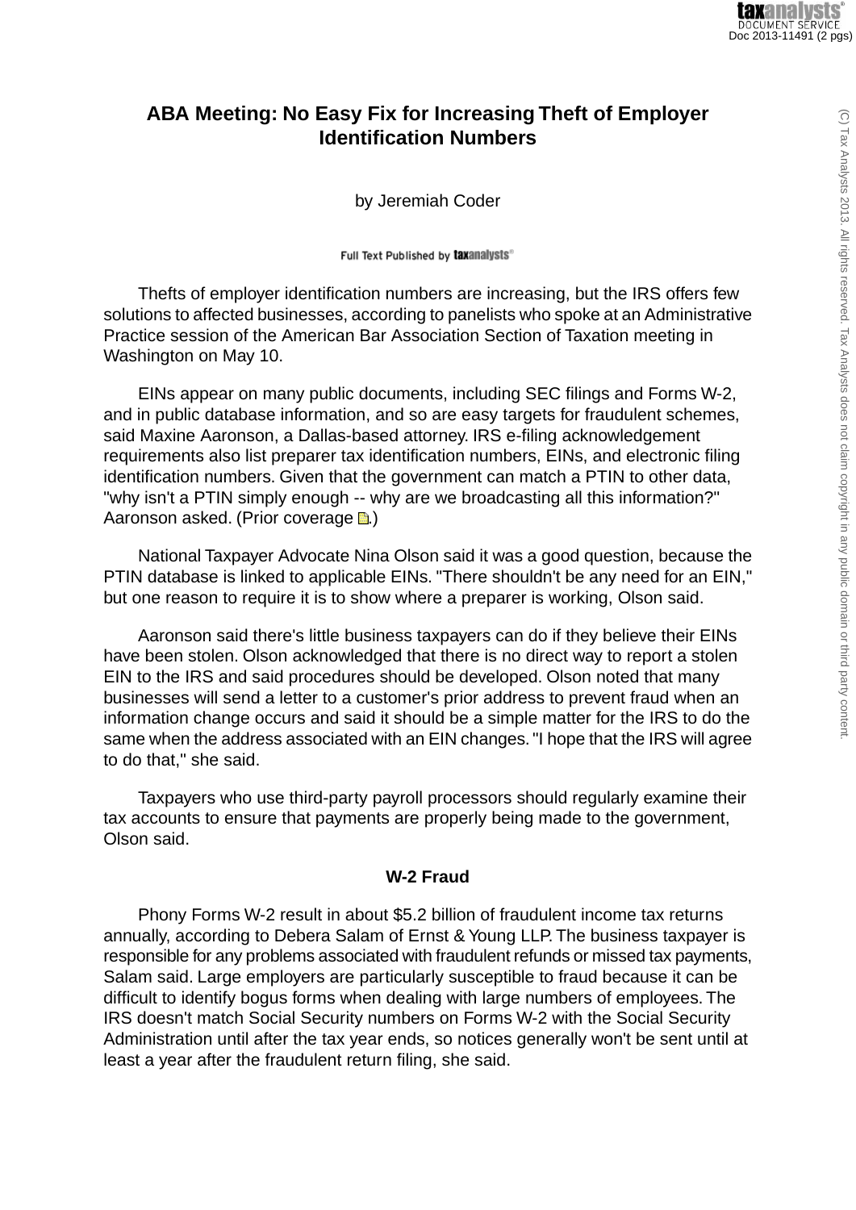# ABA Meeting: No Easy Fix for Increasing Theft of Employer Identification Numbers

by Jeremiah Coder

Full Text Published by taxanalysts

Thefts of employer identification numbers are increasing, but the IRS offers few solutions to affected businesses, according to panelists who spoke at an Administrative Practice session of the American Bar Association Section of Taxation meeting in Washington on May 10.

EINs appear on many public documents, including SEC filings and Forms W-2, and in public database information, and so are easy targets for fraudulent schemes, said Maxine Aaronson, a Dallas-based attorney. IRS e-filing acknowledgement requirements also list preparer tax identification numbers, EINs, and electronic filing identification numbers. Given that the government can match a PTIN to other data, "why isn't a PTIN simply enough -- why are we broadcasting all this information?" Aaronson asked. (Prior coverage.)

National Taxpayer Advocate Nina Olson said it was a good question, because the PTIN database is linked to applicable EINs. "There shouldn't be any need for an EIN," but one reason to require it is to show where a preparer is working, Olson said.

Aaronson said there's little business taxpayers can do if they believe their EINs have been stolen. Olson acknowledged that there is no direct way to report a stolen EIN to the IRS and said procedures should be developed. Olson noted that many businesses will send a letter to a customer's prior address to prevent fraud when an information change occurs and said it should be a simple matter for the IRS to do the same when the address associated with an EIN changes. "I hope that the IRS will agree to do that," she said.

Taxpayers who use third-party payroll processors should regularly examine their tax accounts to ensure that payments are properly being made to the government, Olson said.

## W-2 Fraud

Phony Forms W-2 result in about $5.2 billion of fraudulent income tax returns annually, according to Debera Salam of Ernst & Young LLP. The business taxpayer is responsible for any problems associated with fraudulent refunds or missed tax payments, Salam said. Large employers are particularly susceptible to fraud because it can be difficult to identify bogus forms when dealing with large numbers of employees. The IRS doesn't match Social Security numbers on Forms W-2 with the Social Security Administration until after the tax year ends, so notices generally won't be sent until at least a year after the fraudulent return filing, she said.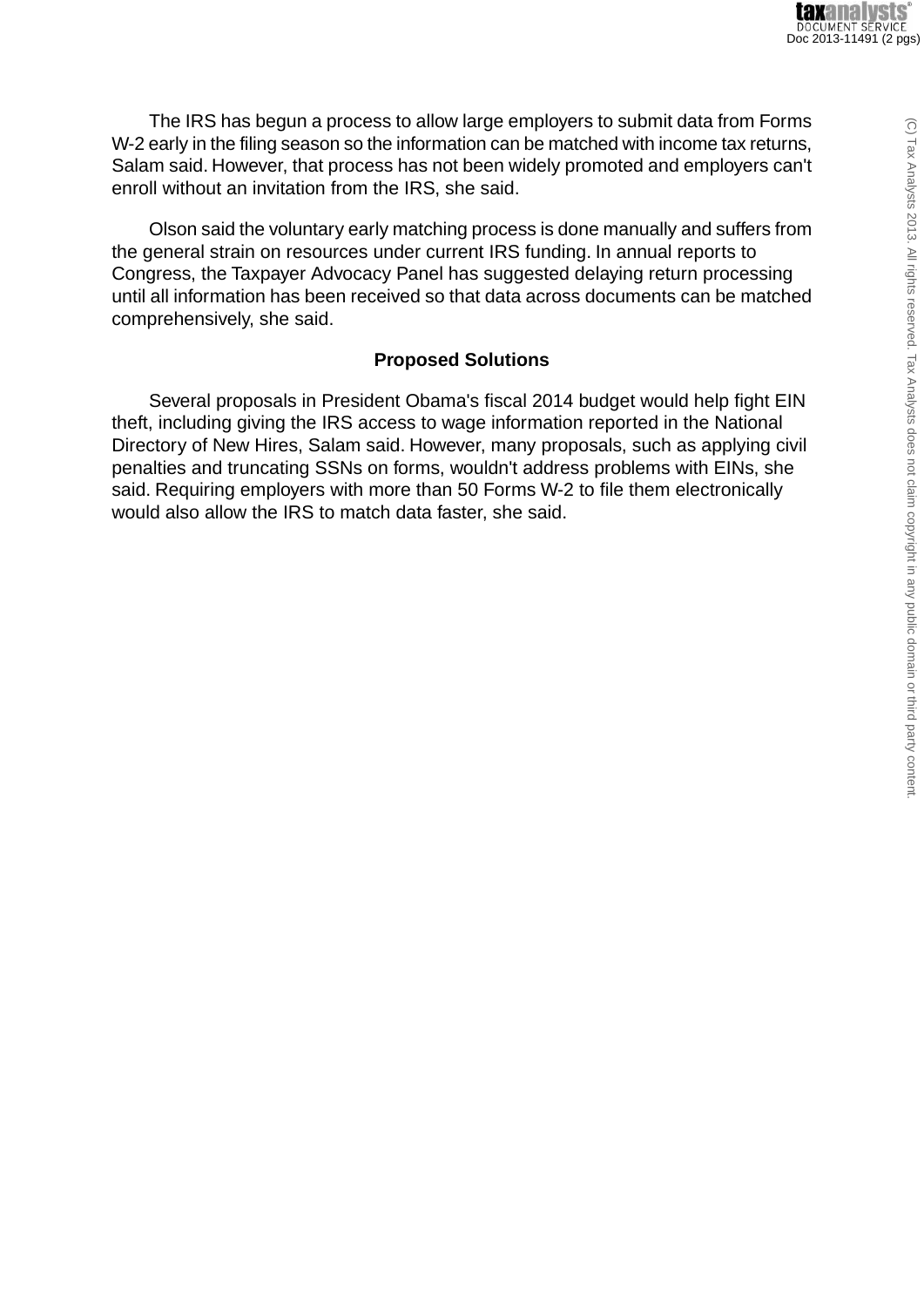The IRS has begun a process to allow large employers to submit data from Forms W-2 early in the filing season so the information can be matched with income tax returns, Salam said. However, that process has not been widely promoted and employers can't enroll without an invitation from the IRS, she said.

Olson said the voluntary early matching process is done manually and suffers from the general strain on resources under current IRS funding. In annual reports to Congress, the Taxpayer Advocacy Panel has suggested delaying return processing until all information has been received so that data across documents can be matched comprehensively, she said.

## Proposed Solutions

Several proposals in President Obama's fiscal 2014 budget would help fight EIN theft, including giving the IRS access to wage information reported in the National Directory of New Hires, Salam said. However, many proposals, such as applying civil penalties and truncating SSNs on forms, wouldn't address problems with EINs, she said. Requiring employers with more than 50 Forms W-2 to file them electronically would also allow the IRS to match data faster, she said.